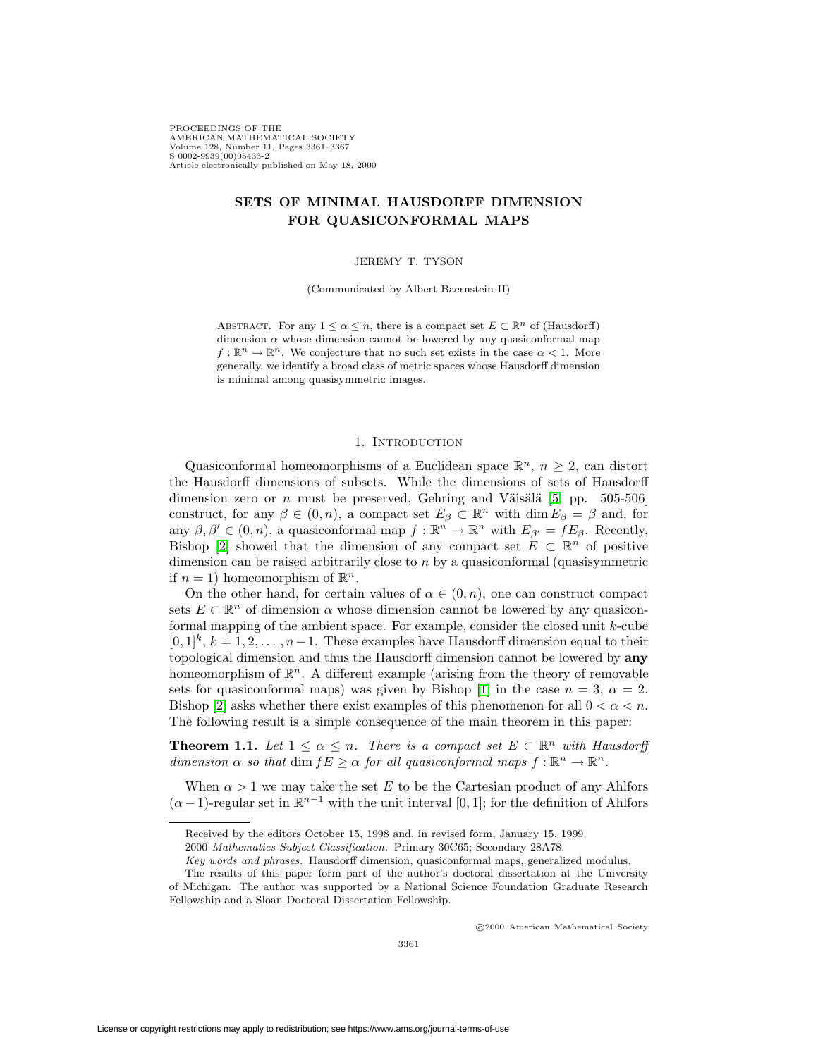# SETS OF MINIMAL HAUSDORFF DIMENSION FOR QUASICONFORMAL MAPS

JEREMY T. TYSON

(Communicated by Albert Baernstein II)

ABSTRACT. For any $1 \leq \alpha \leq n$, there is a compact set $E \subset \mathbb{R}^n$ of (Hausdorff) dimension $\alpha$ whose dimension cannot be lowered by any quasiconformal map $f : \mathbb{R}^n \to \mathbb{R}^n$. We conjecture that no such set exists in the case $\alpha < 1$. More generally, we identify a broad class of metric spaces whose Hausdorff dimension is minimal among quasisymmetric images.

## 1. Introduction

Quasiconformal homeomorphisms of a Euclidean space $\mathbb{R}^n$, $n \geq 2$, can distort the Hausdorff dimensions of subsets. While the dimensions of sets of Hausdorff dimension zero or $n$ must be preserved, Gehring and Väisälä [5, pp. 505-506] construct, for any $\beta \in (0, n)$, a compact set $E_\beta \subset \mathbb{R}^n$ with $\dim E_\beta = \beta$ and, for any $\beta, \beta' \in (0, n)$, a quasiconformal map $f : \mathbb{R}^n \to \mathbb{R}^n$ with $E_{\beta'} = fE_\beta$. Recently, Bishop [2] showed that the dimension of any compact set $E \subset \mathbb{R}^n$ of positive dimension can be raised arbitrarily close to $n$ by a quasiconformal (quasisymmetric if $n = 1$) homeomorphism of $\mathbb{R}^n$.

On the other hand, for certain values of $\alpha \in (0, n)$, one can construct compact sets $E \subset \mathbb{R}^n$ of dimension $\alpha$ whose dimension cannot be lowered by any quasiconformal mapping of the ambient space. For example, consider the closed unit $k$-cube $[0, 1]^k$, $k = 1, 2, \ldots, n-1$. These examples have Hausdorff dimension equal to their topological dimension and thus the Hausdorff dimension cannot be lowered by **any** homeomorphism of $\mathbb{R}^n$. A different example (arising from the theory of removable sets for quasiconformal maps) was given by Bishop [1] in the case $n = 3$, $\alpha = 2$. Bishop [2] asks whether there exist examples of this phenomenon for all $0 < \alpha < n$. The following result is a simple consequence of the main theorem in this paper:

**Theorem 1.1.** *Let $1 \leq \alpha \leq n$. There is a compact set $E \subset \mathbb{R}^n$ with Hausdorff dimension $\alpha$ so that $\dim fE \geq \alpha$ for all quasiconformal maps $f : \mathbb{R}^n \to \mathbb{R}^n$.*

When $\alpha > 1$ we may take the set $E$ to be the Cartesian product of any Ahlfors $(\alpha - 1)$-regular set in $\mathbb{R}^{n-1}$ with the unit interval $[0, 1]$; for the definition of Ahlfors

---

Received by the editors October 15, 1998 and, in revised form, January 15, 1999.

2000 *Mathematics Subject Classification.* Primary 30C65; Secondary 28A78.

*Key words and phrases.* Hausdorff dimension, quasiconformal maps, generalized modulus.

The results of this paper form part of the author's doctoral dissertation at the University of Michigan. The author was supported by a National Science Foundation Graduate Research Fellowship and a Sloan Doctoral Dissertation Fellowship.

©2000 American Mathematical Society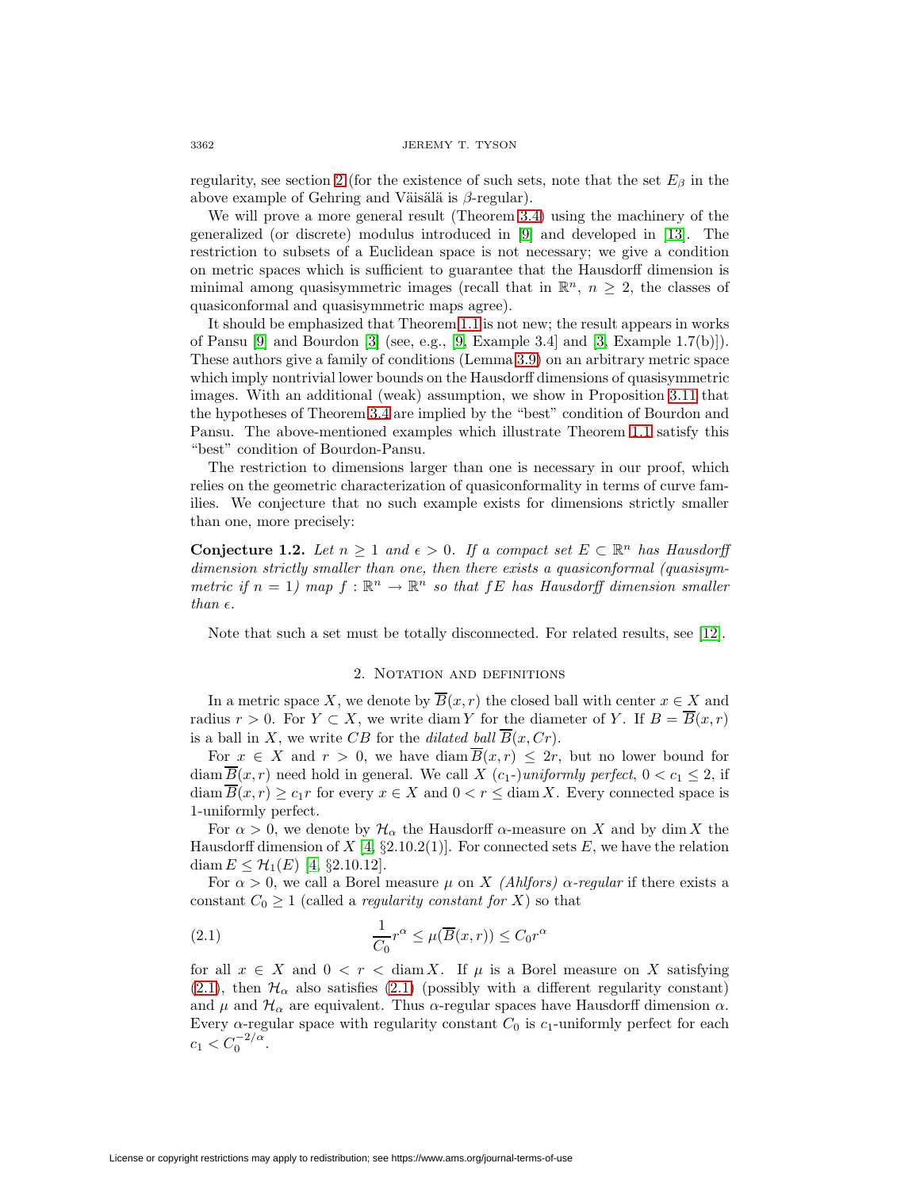regularity, see section 2 (for the existence of such sets, note that the set $E_\beta$ in the above example of Gehring and Väisälä is $\beta$-regular).

We will prove a more general result (Theorem 3.4) using the machinery of the generalized (or discrete) modulus introduced in [9] and developed in [13]. The restriction to subsets of a Euclidean space is not necessary; we give a condition on metric spaces which is sufficient to guarantee that the Hausdorff dimension is minimal among quasisymmetric images (recall that in $\mathbb{R}^n$, $n \geq 2$, the classes of quasiconformal and quasisymmetric maps agree).

It should be emphasized that Theorem 1.1 is not new; the result appears in works of Pansu [9] and Bourdon [3] (see, e.g., [9, Example 3.4] and [3, Example 1.7(b)]). These authors give a family of conditions (Lemma 3.9) on an arbitrary metric space which imply nontrivial lower bounds on the Hausdorff dimensions of quasisymmetric images. With an additional (weak) assumption, we show in Proposition 3.11 that the hypotheses of Theorem 3.4 are implied by the "best" condition of Bourdon and Pansu. The above-mentioned examples which illustrate Theorem 1.1 satisfy this "best" condition of Bourdon-Pansu.

The restriction to dimensions larger than one is necessary in our proof, which relies on the geometric characterization of quasiconformality in terms of curve families. We conjecture that no such example exists for dimensions strictly smaller than one, more precisely:

**Conjecture 1.2.** *Let $n \geq 1$ and $\epsilon > 0$. If a compact set $E \subset \mathbb{R}^n$ has Hausdorff dimension strictly smaller than one, then there exists a quasiconformal (quasisymmetric if $n = 1$) map $f : \mathbb{R}^n \to \mathbb{R}^n$ so that $fE$ has Hausdorff dimension smaller than $\epsilon$.*

Note that such a set must be totally disconnected. For related results, see [12].

## 2. Notation and definitions

In a metric space $X$, we denote by $\overline{B}(x, r)$ the closed ball with center $x \in X$ and radius $r > 0$. For $Y \subset X$, we write $\operatorname{diam} Y$ for the diameter of $Y$. If $B = \overline{B}(x, r)$ is a ball in $X$, we write $CB$ for the *dilated ball* $\overline{B}(x, Cr)$.

For $x \in X$ and $r > 0$, we have $\operatorname{diam} \overline{B}(x, r) \leq 2r$, but no lower bound for $\operatorname{diam} \overline{B}(x, r)$ need hold in general. We call $X$ ($c_1$-)*uniformly perfect*, $0 < c_1 \leq 2$, if $\operatorname{diam} \overline{B}(x, r) \geq c_1 r$ for every $x \in X$ and $0 < r \leq \operatorname{diam} X$. Every connected space is 1-uniformly perfect.

For $\alpha > 0$, we denote by $\mathcal{H}_\alpha$ the Hausdorff $\alpha$-measure on $X$ and by $\dim X$ the Hausdorff dimension of $X$ [4, §2.10.2(1)]. For connected sets $E$, we have the relation $\operatorname{diam} E \leq \mathcal{H}_1(E)$ [4, §2.10.12].

For $\alpha > 0$, we call a Borel measure $\mu$ on $X$ *(Ahlfors) $\alpha$-regular* if there exists a constant $C_0 \geq 1$ (called a *regularity constant for* $X$) so that

$$\frac{1}{C_0} r^\alpha \leq \mu(\overline{B}(x, r)) \leq C_0 r^\alpha \tag{2.1}$$

for all $x \in X$ and $0 < r < \operatorname{diam} X$. If $\mu$ is a Borel measure on $X$ satisfying (2.1), then $\mathcal{H}_\alpha$ also satisfies (2.1) (possibly with a different regularity constant) and $\mu$ and $\mathcal{H}_\alpha$ are equivalent. Thus $\alpha$-regular spaces have Hausdorff dimension $\alpha$. Every $\alpha$-regular space with regularity constant $C_0$ is $c_1$-uniformly perfect for each $c_1 < C_0^{-2/\alpha}$.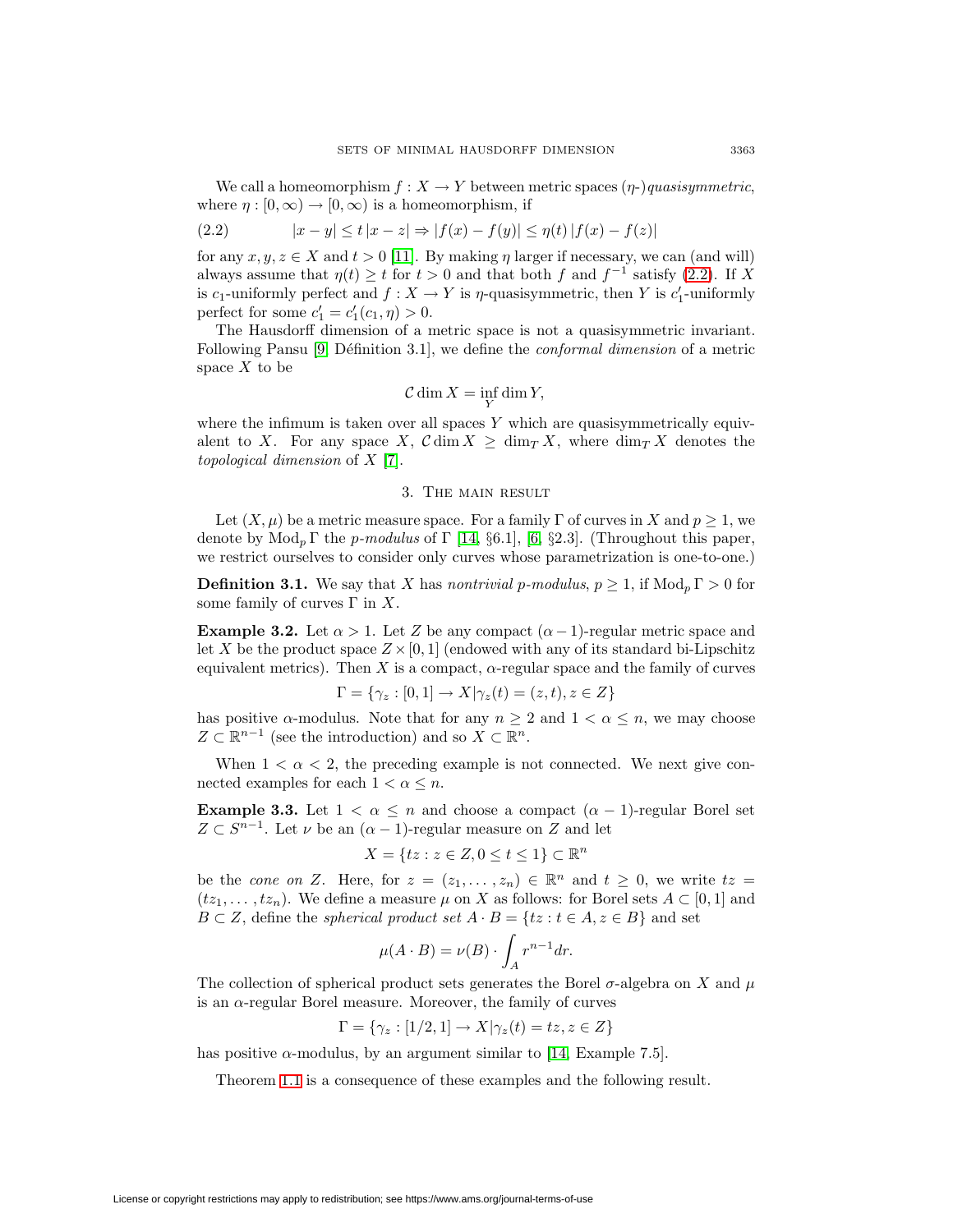We call a homeomorphism $f : X \to Y$ between metric spaces ($\eta$-)*quasisymmetric*, where $\eta : [0, \infty) \to [0, \infty)$ is a homeomorphism, if

$$|x - y| \le t\,|x - z| \Rightarrow |f(x) - f(y)| \le \eta(t)\,|f(x) - f(z)| \tag{2.2}$$

for any $x, y, z \in X$ and $t > 0$ [11]. By making $\eta$ larger if necessary, we can (and will) always assume that $\eta(t) \ge t$ for $t > 0$ and that both $f$ and $f^{-1}$ satisfy (2.2). If $X$ is $c_1$-uniformly perfect and $f : X \to Y$ is $\eta$-quasisymmetric, then $Y$ is $c_1'$-uniformly perfect for some $c_1' = c_1'(c_1, \eta) > 0$.

The Hausdorff dimension of a metric space is not a quasisymmetric invariant. Following Pansu [9, Définition 3.1], we define the *conformal dimension* of a metric space $X$ to be

$$\mathcal{C}\dim X = \inf_{Y} \dim Y,$$

where the infimum is taken over all spaces $Y$ which are quasisymmetrically equivalent to $X$. For any space $X$, $\mathcal{C}\dim X \ge \dim_T X$, where $\dim_T X$ denotes the *topological dimension* of $X$ [7].

## 3. The main result

Let $(X, \mu)$ be a metric measure space. For a family $\Gamma$ of curves in $X$ and $p \ge 1$, we denote by $\operatorname{Mod}_p \Gamma$ the *p-modulus* of $\Gamma$ [14, §6.1], [6, §2.3]. (Throughout this paper, we restrict ourselves to consider only curves whose parametrization is one-to-one.)

**Definition 3.1.** We say that $X$ has *nontrivial p-modulus*, $p \ge 1$, if $\operatorname{Mod}_p \Gamma > 0$ for some family of curves $\Gamma$ in $X$.

**Example 3.2.** Let $\alpha > 1$. Let $Z$ be any compact $(\alpha - 1)$-regular metric space and let $X$ be the product space $Z \times [0, 1]$ (endowed with any of its standard bi-Lipschitz equivalent metrics). Then $X$ is a compact, $\alpha$-regular space and the family of curves

$$\Gamma = \{\gamma_z : [0, 1] \to X | \gamma_z(t) = (z, t), z \in Z\}$$

has positive $\alpha$-modulus. Note that for any $n \ge 2$ and $1 < \alpha \le n$, we may choose $Z \subset \mathbb{R}^{n-1}$ (see the introduction) and so $X \subset \mathbb{R}^n$.

When $1 < \alpha < 2$, the preceding example is not connected. We next give connected examples for each $1 < \alpha \le n$.

**Example 3.3.** Let $1 < \alpha \le n$ and choose a compact $(\alpha - 1)$-regular Borel set $Z \subset S^{n-1}$. Let $\nu$ be an $(\alpha - 1)$-regular measure on $Z$ and let

$$X = \{tz : z \in Z, 0 \le t \le 1\} \subset \mathbb{R}^n$$

be the *cone on* $Z$. Here, for $z = (z_1, \ldots, z_n) \in \mathbb{R}^n$ and $t \ge 0$, we write $tz = (tz_1, \ldots, tz_n)$. We define a measure $\mu$ on $X$ as follows: for Borel sets $A \subset [0, 1]$ and $B \subset Z$, define the *spherical product set* $A \cdot B = \{tz : t \in A, z \in B\}$ and set

$$\mu(A \cdot B) = \nu(B) \cdot \int_A r^{n-1} dr.$$

The collection of spherical product sets generates the Borel $\sigma$-algebra on $X$ and $\mu$ is an $\alpha$-regular Borel measure. Moreover, the family of curves

$$\Gamma = \{\gamma_z : [1/2, 1] \to X | \gamma_z(t) = tz, z \in Z\}$$

has positive $\alpha$-modulus, by an argument similar to [14, Example 7.5].

Theorem 1.1 is a consequence of these examples and the following result.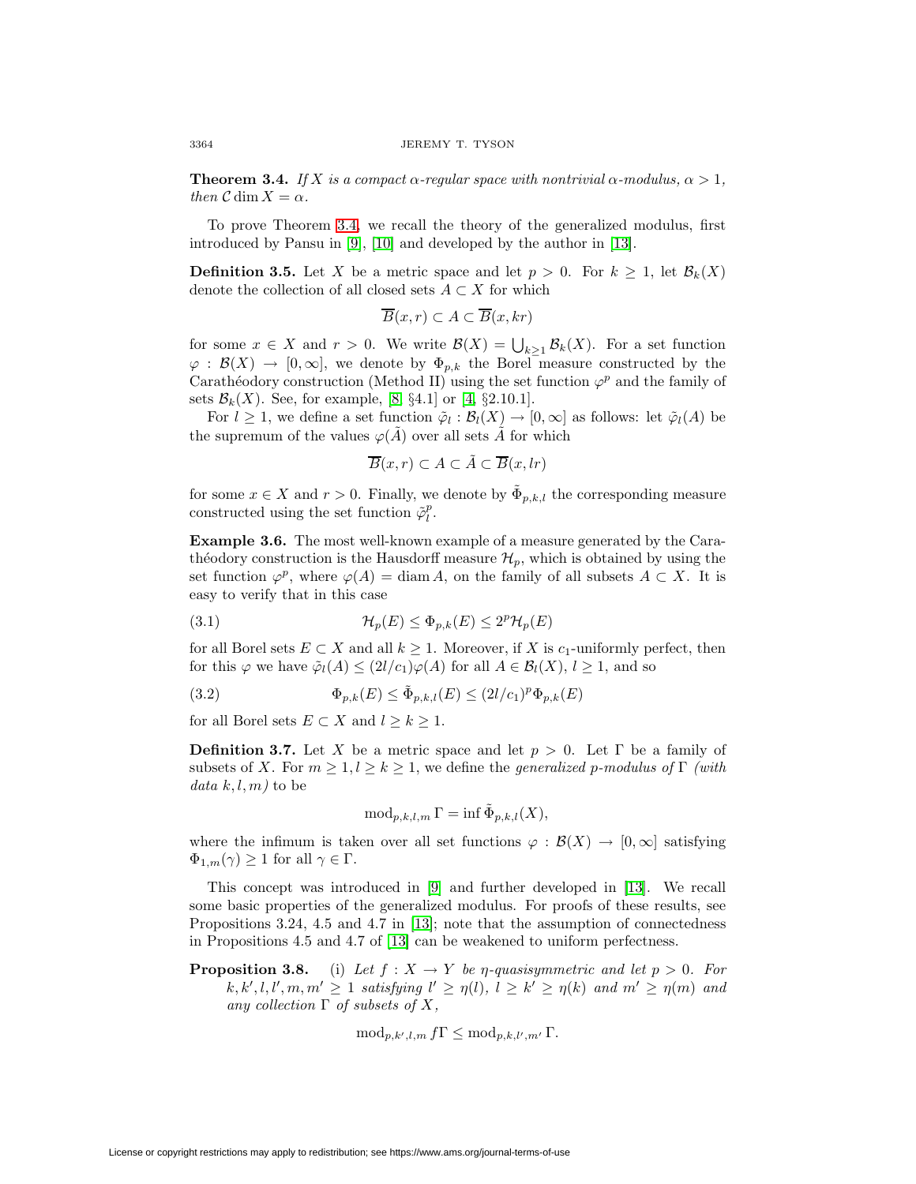**Theorem 3.4.** *If $X$ is a compact $\alpha$-regular space with nontrivial $\alpha$-modulus, $\alpha > 1$, then $\mathcal{C}\dim X = \alpha$.*

To prove Theorem 3.4, we recall the theory of the generalized modulus, first introduced by Pansu in [9], [10] and developed by the author in [13].

**Definition 3.5.** Let $X$ be a metric space and let $p > 0$. For $k \geq 1$, let $\mathcal{B}_k(X)$ denote the collection of all closed sets $A \subset X$ for which

$$\overline{B}(x, r) \subset A \subset \overline{B}(x, kr)$$

for some $x \in X$ and $r > 0$. We write $\mathcal{B}(X) = \bigcup_{k \geq 1} \mathcal{B}_k(X)$. For a set function $\varphi : \mathcal{B}(X) \to [0, \infty]$, we denote by $\Phi_{p,k}$ the Borel measure constructed by the Carathéodory construction (Method II) using the set function $\varphi^p$ and the family of sets $\mathcal{B}_k(X)$. See, for example, [8, §4.1] or [4, §2.10.1].

For $l \geq 1$, we define a set function $\tilde{\varphi}_l : \mathcal{B}_l(X) \to [0, \infty]$ as follows: let $\tilde{\varphi}_l(A)$ be the supremum of the values $\varphi(\tilde{A})$ over all sets $\tilde{A}$ for which

$$\overline{B}(x, r) \subset A \subset \tilde{A} \subset \overline{B}(x, lr)$$

for some $x \in X$ and $r > 0$. Finally, we denote by $\tilde{\Phi}_{p,k,l}$ the corresponding measure constructed using the set function $\tilde{\varphi}_l^p$.

**Example 3.6.** The most well-known example of a measure generated by the Carathéodory construction is the Hausdorff measure $\mathcal{H}_p$, which is obtained by using the set function $\varphi^p$, where $\varphi(A) = \operatorname{diam} A$, on the family of all subsets $A \subset X$. It is easy to verify that in this case

$$\mathcal{H}_p(E) \leq \Phi_{p,k}(E) \leq 2^p \mathcal{H}_p(E) \tag{3.1}$$

for all Borel sets $E \subset X$ and all $k \geq 1$. Moreover, if $X$ is $c_1$-uniformly perfect, then for this $\varphi$ we have $\tilde{\varphi}_l(A) \leq (2l/c_1)\varphi(A)$ for all $A \in \mathcal{B}_l(X)$, $l \geq 1$, and so

$$\Phi_{p,k}(E) \leq \tilde{\Phi}_{p,k,l}(E) \leq (2l/c_1)^p \Phi_{p,k}(E) \tag{3.2}$$

for all Borel sets $E \subset X$ and $l \geq k \geq 1$.

**Definition 3.7.** Let $X$ be a metric space and let $p > 0$. Let $\Gamma$ be a family of subsets of $X$. For $m \geq 1, l \geq k \geq 1$, we define the *generalized $p$-modulus of $\Gamma$ (with data $k, l, m$)* to be

$$\operatorname{mod}_{p,k,l,m} \Gamma = \inf \tilde{\Phi}_{p,k,l}(X),$$

where the infimum is taken over all set functions $\varphi : \mathcal{B}(X) \to [0, \infty]$ satisfying $\Phi_{1,m}(\gamma) \geq 1$ for all $\gamma \in \Gamma$.

This concept was introduced in [9] and further developed in [13]. We recall some basic properties of the generalized modulus. For proofs of these results, see Propositions 3.24, 4.5 and 4.7 in [13]; note that the assumption of connectedness in Propositions 4.5 and 4.7 of [13] can be weakened to uniform perfectness.

**Proposition 3.8.** (i) *Let $f : X \to Y$ be $\eta$-quasisymmetric and let $p > 0$. For $k, k', l, l', m, m' \geq 1$ satisfying $l' \geq \eta(l)$, $l \geq k' \geq \eta(k)$ and $m' \geq \eta(m)$ and any collection $\Gamma$ of subsets of $X$,*

$$\operatorname{mod}_{p,k',l,m} f\Gamma \leq \operatorname{mod}_{p,k,l',m'} \Gamma.$$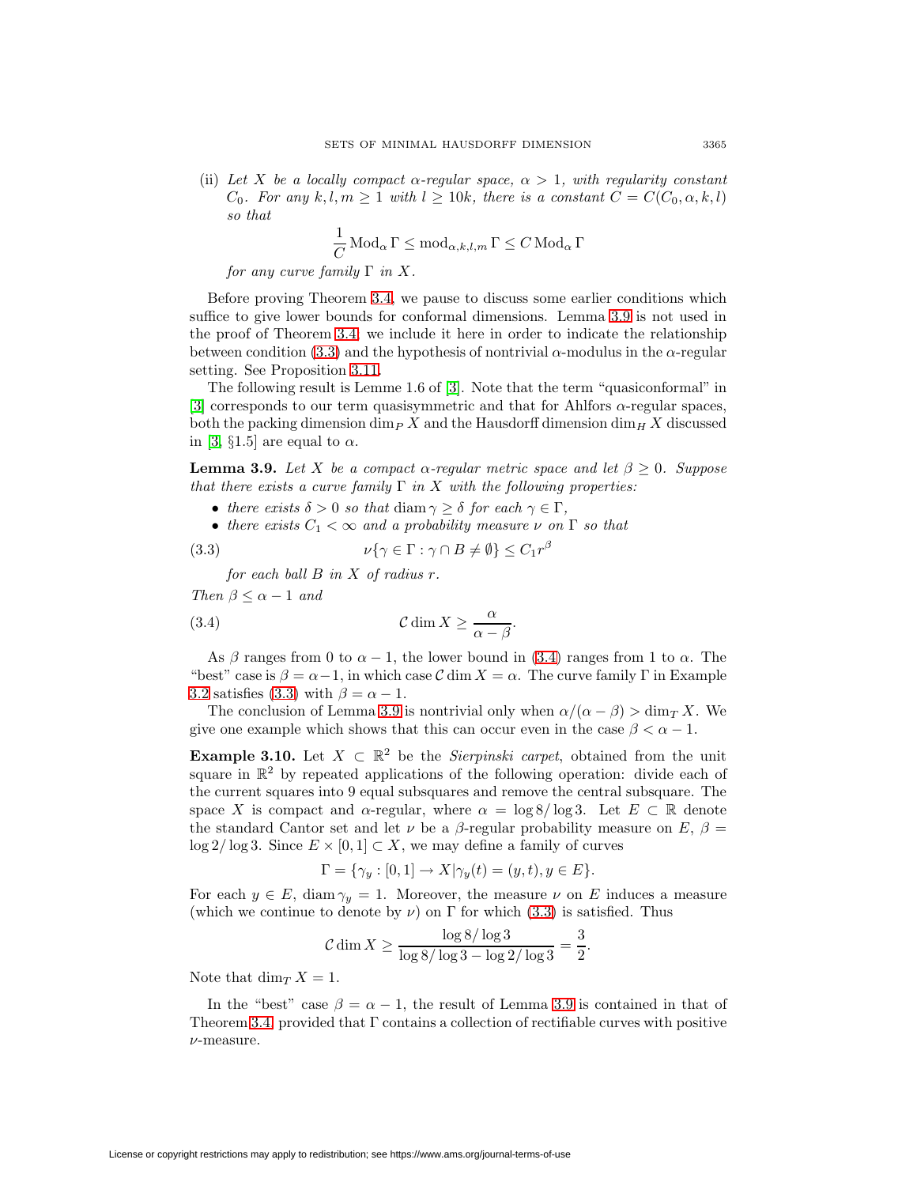(ii) *Let $X$ be a locally compact $\alpha$-regular space, $\alpha > 1$, with regularity constant $C_0$. For any $k, l, m \geq 1$ with $l \geq 10k$, there is a constant $C = C(C_0, \alpha, k, l)$ so that*

$$\frac{1}{C} \operatorname{Mod}_\alpha \Gamma \leq \operatorname{mod}_{\alpha,k,l,m} \Gamma \leq C \operatorname{Mod}_\alpha \Gamma$$

*for any curve family $\Gamma$ in $X$.*

Before proving Theorem 3.4, we pause to discuss some earlier conditions which suffice to give lower bounds for conformal dimensions. Lemma 3.9 is not used in the proof of Theorem 3.4; we include it here in order to indicate the relationship between condition (3.3) and the hypothesis of nontrivial $\alpha$-modulus in the $\alpha$-regular setting. See Proposition 3.11.

The following result is Lemme 1.6 of [3]. Note that the term "quasiconformal" in [3] corresponds to our term quasisymmetric and that for Ahlfors $\alpha$-regular spaces, both the packing dimension $\dim_P X$ and the Hausdorff dimension $\dim_H X$ discussed in [3, §1.5] are equal to $\alpha$.

**Lemma 3.9.** *Let $X$ be a compact $\alpha$-regular metric space and let $\beta \geq 0$. Suppose that there exists a curve family $\Gamma$ in $X$ with the following properties:*

- *there exists $\delta > 0$ so that $\operatorname{diam} \gamma \geq \delta$ for each $\gamma \in \Gamma$,*
- *there exists $C_1 < \infty$ and a probability measure $\nu$ on $\Gamma$ so that*

$$\nu\{\gamma \in \Gamma : \gamma \cap B \neq \emptyset\} \leq C_1 r^\beta \tag{3.3}$$

*for each ball $B$ in $X$ of radius $r$.*

*Then $\beta \leq \alpha - 1$ and*

$$\mathcal{C}\dim X \geq \frac{\alpha}{\alpha - \beta}. \tag{3.4}$$

As $\beta$ ranges from 0 to $\alpha - 1$, the lower bound in (3.4) ranges from 1 to $\alpha$. The "best" case is $\beta = \alpha - 1$, in which case $\mathcal{C}\dim X = \alpha$. The curve family $\Gamma$ in Example 3.2 satisfies (3.3) with $\beta = \alpha - 1$.

The conclusion of Lemma 3.9 is nontrivial only when $\alpha/(\alpha - \beta) > \dim_T X$. We give one example which shows that this can occur even in the case $\beta < \alpha - 1$.

**Example 3.10.** Let $X \subset \mathbb{R}^2$ be the *Sierpinski carpet*, obtained from the unit square in $\mathbb{R}^2$ by repeated applications of the following operation: divide each of the current squares into 9 equal subsquares and remove the central subsquare. The space $X$ is compact and $\alpha$-regular, where $\alpha = \log 8/\log 3$. Let $E \subset \mathbb{R}$ denote the standard Cantor set and let $\nu$ be a $\beta$-regular probability measure on $E$, $\beta = \log 2/\log 3$. Since $E \times [0, 1] \subset X$, we may define a family of curves

$$\Gamma = \{\gamma_y : [0, 1] \to X | \gamma_y(t) = (y, t), y \in E\}.$$

For each $y \in E$, $\operatorname{diam} \gamma_y = 1$. Moreover, the measure $\nu$ on $E$ induces a measure (which we continue to denote by $\nu$) on $\Gamma$ for which (3.3) is satisfied. Thus

$$\mathcal{C}\dim X \geq \frac{\log 8/\log 3}{\log 8/\log 3 - \log 2/\log 3} = \frac{3}{2}.$$

Note that $\dim_T X = 1$.

In the "best" case $\beta = \alpha - 1$, the result of Lemma 3.9 is contained in that of Theorem 3.4, provided that $\Gamma$ contains a collection of rectifiable curves with positive $\nu$-measure.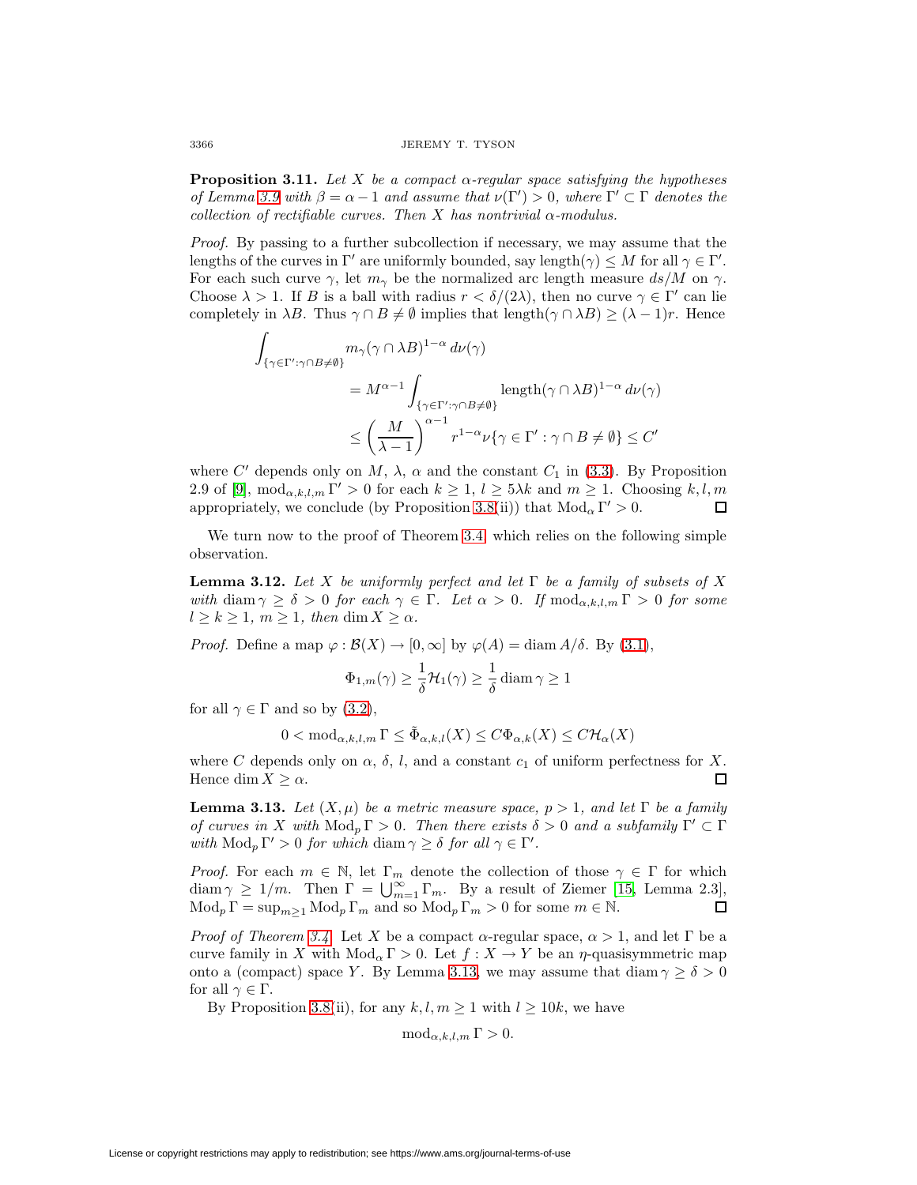**Proposition 3.11.** *Let $X$ be a compact $\alpha$-regular space satisfying the hypotheses of Lemma 3.9 with $\beta = \alpha - 1$ and assume that $\nu(\Gamma') > 0$, where $\Gamma' \subset \Gamma$ denotes the collection of rectifiable curves. Then $X$ has nontrivial $\alpha$-modulus.*

*Proof.* By passing to a further subcollection if necessary, we may assume that the lengths of the curves in $\Gamma'$ are uniformly bounded, say $\text{length}(\gamma) \leq M$ for all $\gamma \in \Gamma'$. For each such curve $\gamma$, let $m_\gamma$ be the normalized arc length measure $ds/M$ on $\gamma$. Choose $\lambda > 1$. If $B$ is a ball with radius $r < \delta/(2\lambda)$, then no curve $\gamma \in \Gamma'$ can lie completely in $\lambda B$. Thus $\gamma \cap B \neq \emptyset$ implies that $\text{length}(\gamma \cap \lambda B) \geq (\lambda - 1)r$. Hence

$$\begin{aligned}\int_{\{\gamma \in \Gamma' : \gamma \cap B \neq \emptyset\}} & m_\gamma(\gamma \cap \lambda B)^{1-\alpha} \, d\nu(\gamma) \\ &= M^{\alpha-1} \int_{\{\gamma \in \Gamma' : \gamma \cap B \neq \emptyset\}} \text{length}(\gamma \cap \lambda B)^{1-\alpha} \, d\nu(\gamma) \\ &\leq \left(\frac{M}{\lambda - 1}\right)^{\alpha - 1} r^{1-\alpha} \nu\{\gamma \in \Gamma' : \gamma \cap B \neq \emptyset\} \leq C'\end{aligned}$$

where $C'$ depends only on $M$, $\lambda$, $\alpha$ and the constant $C_1$ in (3.3). By Proposition 2.9 of [9], $\text{mod}_{\alpha,k,l,m} \Gamma' > 0$ for each $k \geq 1$, $l \geq 5\lambda k$ and $m \geq 1$. Choosing $k, l, m$ appropriately, we conclude (by Proposition 3.8(ii)) that $\text{Mod}_\alpha \Gamma' > 0$. $\square$

We turn now to the proof of Theorem 3.4, which relies on the following simple observation.

**Lemma 3.12.** *Let $X$ be uniformly perfect and let $\Gamma$ be a family of subsets of $X$ with $\text{diam}\,\gamma \geq \delta > 0$ for each $\gamma \in \Gamma$. Let $\alpha > 0$. If $\text{mod}_{\alpha,k,l,m} \Gamma > 0$ for some $l \geq k \geq 1$, $m \geq 1$, then $\dim X \geq \alpha$.*

*Proof.* Define a map $\varphi : \mathcal{B}(X) \to [0, \infty]$ by $\varphi(A) = \text{diam}\, A/\delta$. By (3.1),

$$\Phi_{1,m}(\gamma) \geq \frac{1}{\delta} \mathcal{H}_1(\gamma) \geq \frac{1}{\delta} \text{diam}\,\gamma \geq 1$$

for all $\gamma \in \Gamma$ and so by (3.2),

$$0 < \text{mod}_{\alpha,k,l,m} \Gamma \leq \tilde{\Phi}_{\alpha,k,l}(X) \leq C \Phi_{\alpha,k}(X) \leq C \mathcal{H}_\alpha(X)$$

where $C$ depends only on $\alpha$, $\delta$, $l$, and a constant $c_1$ of uniform perfectness for $X$. Hence $\dim X \geq \alpha$. $\square$

**Lemma 3.13.** *Let $(X, \mu)$ be a metric measure space, $p > 1$, and let $\Gamma$ be a family of curves in $X$ with $\text{Mod}_p \Gamma > 0$. Then there exists $\delta > 0$ and a subfamily $\Gamma' \subset \Gamma$ with $\text{Mod}_p \Gamma' > 0$ for which $\text{diam}\,\gamma \geq \delta$ for all $\gamma \in \Gamma'$.*

*Proof.* For each $m \in \mathbb{N}$, let $\Gamma_m$ denote the collection of those $\gamma \in \Gamma$ for which $\text{diam}\,\gamma \geq 1/m$. Then $\Gamma = \bigcup_{m=1}^\infty \Gamma_m$. By a result of Ziemer [15, Lemma 2.3], $\text{Mod}_p \Gamma = \sup_{m \geq 1} \text{Mod}_p \Gamma_m$ and so $\text{Mod}_p \Gamma_m > 0$ for some $m \in \mathbb{N}$. $\square$

*Proof of Theorem 3.4.* Let $X$ be a compact $\alpha$-regular space, $\alpha > 1$, and let $\Gamma$ be a curve family in $X$ with $\text{Mod}_\alpha \Gamma > 0$. Let $f : X \to Y$ be an $\eta$-quasisymmetric map onto a (compact) space $Y$. By Lemma 3.13, we may assume that $\text{diam}\,\gamma \geq \delta > 0$ for all $\gamma \in \Gamma$.

By Proposition 3.8(ii), for any $k, l, m \geq 1$ with $l \geq 10k$, we have

$$\text{mod}_{\alpha,k,l,m} \Gamma > 0.$$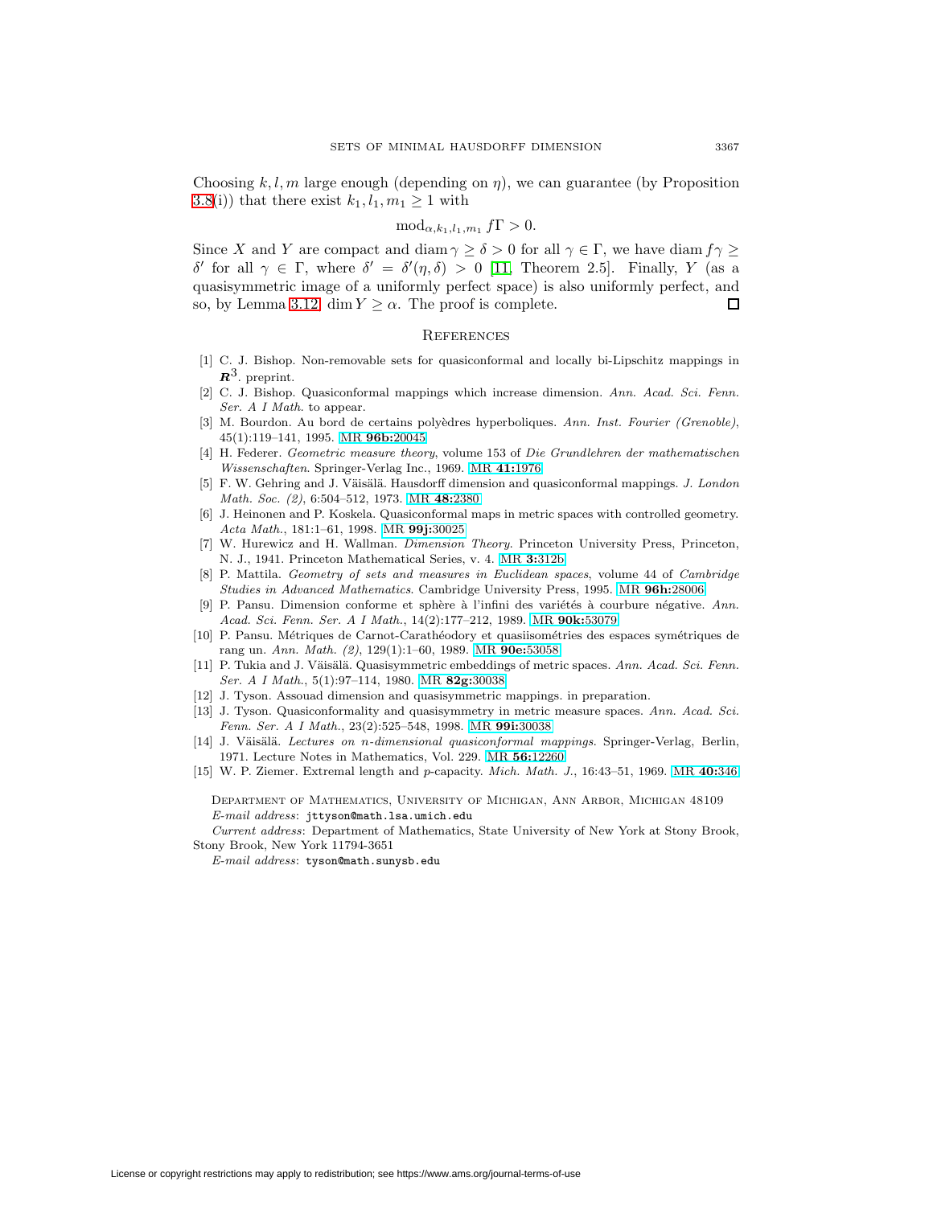Choosing $k, l, m$ large enough (depending on $\eta$), we can guarantee (by Proposition 3.8(i)) that there exist $k_1, l_1, m_1 \geq 1$ with

$$\operatorname{mod}_{\alpha,k_1,l_1,m_1} f\Gamma > 0.$$

Since $X$ and $Y$ are compact and $\operatorname{diam} \gamma \geq \delta > 0$ for all $\gamma \in \Gamma$, we have $\operatorname{diam} f\gamma \geq \delta'$ for all $\gamma \in \Gamma$, where $\delta' = \delta'(\eta, \delta) > 0$ [11, Theorem 2.5]. Finally, $Y$ (as a quasisymmetric image of a uniformly perfect space) is also uniformly perfect, and so, by Lemma 3.12, $\dim Y \geq \alpha$. The proof is complete. □

## References

[1] C. J. Bishop. Non-removable sets for quasiconformal and locally bi-Lipschitz mappings in $\boldsymbol{R}^3$. preprint.

[2] C. J. Bishop. Quasiconformal mappings which increase dimension. *Ann. Acad. Sci. Fenn. Ser. A I Math.* to appear.

[3] M. Bourdon. Au bord de certains polyèdres hyperboliques. *Ann. Inst. Fourier (Grenoble)*, 45(1):119–141, 1995. MR **96b:**20045

[4] H. Federer. *Geometric measure theory*, volume 153 of *Die Grundlehren der mathematischen Wissenschaften*. Springer-Verlag Inc., 1969. MR **41:**1976

[5] F. W. Gehring and J. Väisälä. Hausdorff dimension and quasiconformal mappings. *J. London Math. Soc. (2)*, 6:504–512, 1973. MR **48:**2380

[6] J. Heinonen and P. Koskela. Quasiconformal maps in metric spaces with controlled geometry. *Acta Math.*, 181:1–61, 1998. MR **99j:**30025

[7] W. Hurewicz and H. Wallman. *Dimension Theory*. Princeton University Press, Princeton, N. J., 1941. Princeton Mathematical Series, v. 4. MR **3:**312b

[8] P. Mattila. *Geometry of sets and measures in Euclidean spaces*, volume 44 of *Cambridge Studies in Advanced Mathematics*. Cambridge University Press, 1995. MR **96h:**28006

[9] P. Pansu. Dimension conforme et sphère à l'infini des variétés à courbure négative. *Ann. Acad. Sci. Fenn. Ser. A I Math.*, 14(2):177–212, 1989. MR **90k:**53079

[10] P. Pansu. Métriques de Carnot-Carathéodory et quasiisométries des espaces symétriques de rang un. *Ann. Math. (2)*, 129(1):1–60, 1989. MR **90e:**53058

[11] P. Tukia and J. Väisälä. Quasisymmetric embeddings of metric spaces. *Ann. Acad. Sci. Fenn. Ser. A I Math.*, 5(1):97–114, 1980. MR **82g:**30038

[12] J. Tyson. Assouad dimension and quasisymmetric mappings. in preparation.

[13] J. Tyson. Quasiconformality and quasisymmetry in metric measure spaces. *Ann. Acad. Sci. Fenn. Ser. A I Math.*, 23(2):525–548, 1998. MR **99i:**30038

[14] J. Väisälä. *Lectures on n-dimensional quasiconformal mappings*. Springer-Verlag, Berlin, 1971. Lecture Notes in Mathematics, Vol. 229. MR **56:**12260

[15] W. P. Ziemer. Extremal length and $p$-capacity. *Mich. Math. J.*, 16:43–51, 1969. MR **40:**346

Department of Mathematics, University of Michigan, Ann Arbor, Michigan 48109

*E-mail address*: jttyson@math.lsa.umich.edu

*Current address*: Department of Mathematics, State University of New York at Stony Brook, Stony Brook, New York 11794-3651

*E-mail address*: tyson@math.sunysb.edu